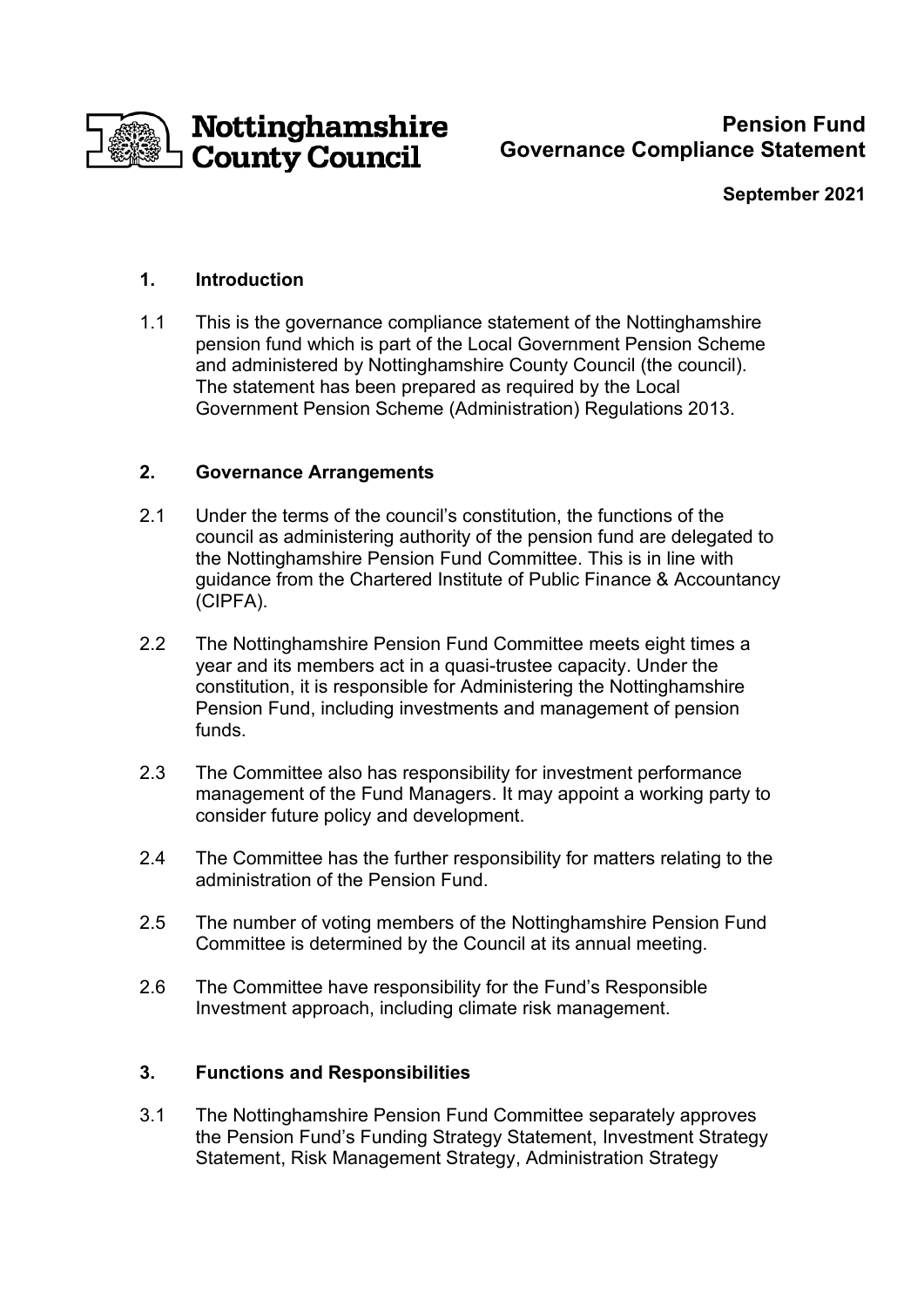Nottinghamshire County Council

# Pension Fund Governance Compliance Statement

**September 2021**

## 1. Introduction

1.1 This is the governance compliance statement of the Nottinghamshire pension fund which is part of the Local Government Pension Scheme and administered by Nottinghamshire County Council (the council). The statement has been prepared as required by the Local Government Pension Scheme (Administration) Regulations 2013.

## 2. Governance Arrangements

2.1 Under the terms of the council's constitution, the functions of the council as administering authority of the pension fund are delegated to the Nottinghamshire Pension Fund Committee. This is in line with guidance from the Chartered Institute of Public Finance & Accountancy (CIPFA).

2.2 The Nottinghamshire Pension Fund Committee meets eight times a year and its members act in a quasi-trustee capacity. Under the constitution, it is responsible for Administering the Nottinghamshire Pension Fund, including investments and management of pension funds.

2.3 The Committee also has responsibility for investment performance management of the Fund Managers. It may appoint a working party to consider future policy and development.

2.4 The Committee has the further responsibility for matters relating to the administration of the Pension Fund.

2.5 The number of voting members of the Nottinghamshire Pension Fund Committee is determined by the Council at its annual meeting.

2.6 The Committee have responsibility for the Fund's Responsible Investment approach, including climate risk management.

## 3. Functions and Responsibilities

3.1 The Nottinghamshire Pension Fund Committee separately approves the Pension Fund's Funding Strategy Statement, Investment Strategy Statement, Risk Management Strategy, Administration Strategy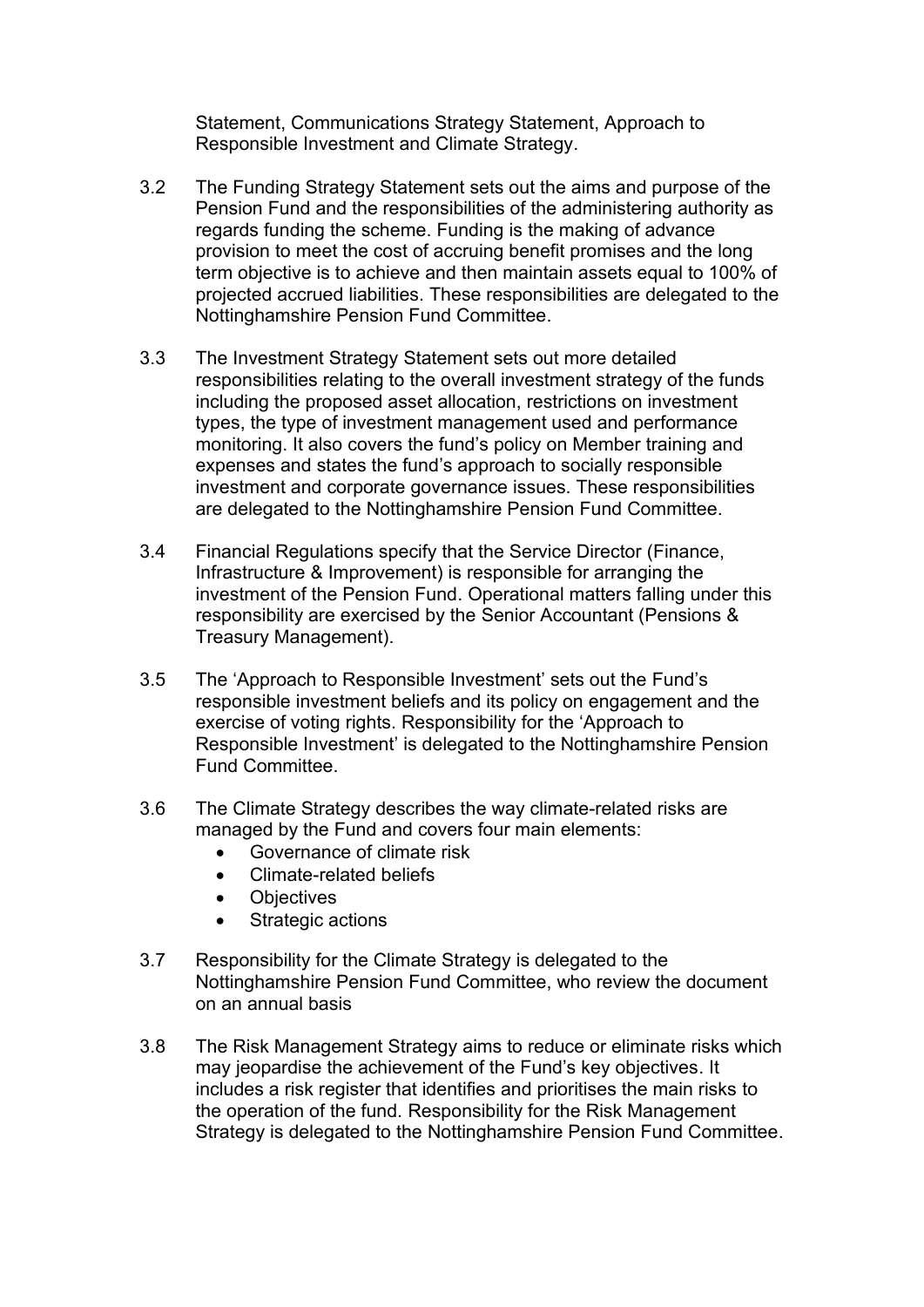Statement, Communications Strategy Statement, Approach to Responsible Investment and Climate Strategy.

3.2 The Funding Strategy Statement sets out the aims and purpose of the Pension Fund and the responsibilities of the administering authority as regards funding the scheme. Funding is the making of advance provision to meet the cost of accruing benefit promises and the long term objective is to achieve and then maintain assets equal to 100% of projected accrued liabilities. These responsibilities are delegated to the Nottinghamshire Pension Fund Committee.

3.3 The Investment Strategy Statement sets out more detailed responsibilities relating to the overall investment strategy of the funds including the proposed asset allocation, restrictions on investment types, the type of investment management used and performance monitoring. It also covers the fund's policy on Member training and expenses and states the fund's approach to socially responsible investment and corporate governance issues. These responsibilities are delegated to the Nottinghamshire Pension Fund Committee.

3.4 Financial Regulations specify that the Service Director (Finance, Infrastructure & Improvement) is responsible for arranging the investment of the Pension Fund. Operational matters falling under this responsibility are exercised by the Senior Accountant (Pensions & Treasury Management).

3.5 The 'Approach to Responsible Investment' sets out the Fund's responsible investment beliefs and its policy on engagement and the exercise of voting rights. Responsibility for the 'Approach to Responsible Investment' is delegated to the Nottinghamshire Pension Fund Committee.

3.6 The Climate Strategy describes the way climate-related risks are managed by the Fund and covers four main elements:

- Governance of climate risk
- Climate-related beliefs
- Objectives
- Strategic actions

3.7 Responsibility for the Climate Strategy is delegated to the Nottinghamshire Pension Fund Committee, who review the document on an annual basis

3.8 The Risk Management Strategy aims to reduce or eliminate risks which may jeopardise the achievement of the Fund's key objectives. It includes a risk register that identifies and prioritises the main risks to the operation of the fund. Responsibility for the Risk Management Strategy is delegated to the Nottinghamshire Pension Fund Committee.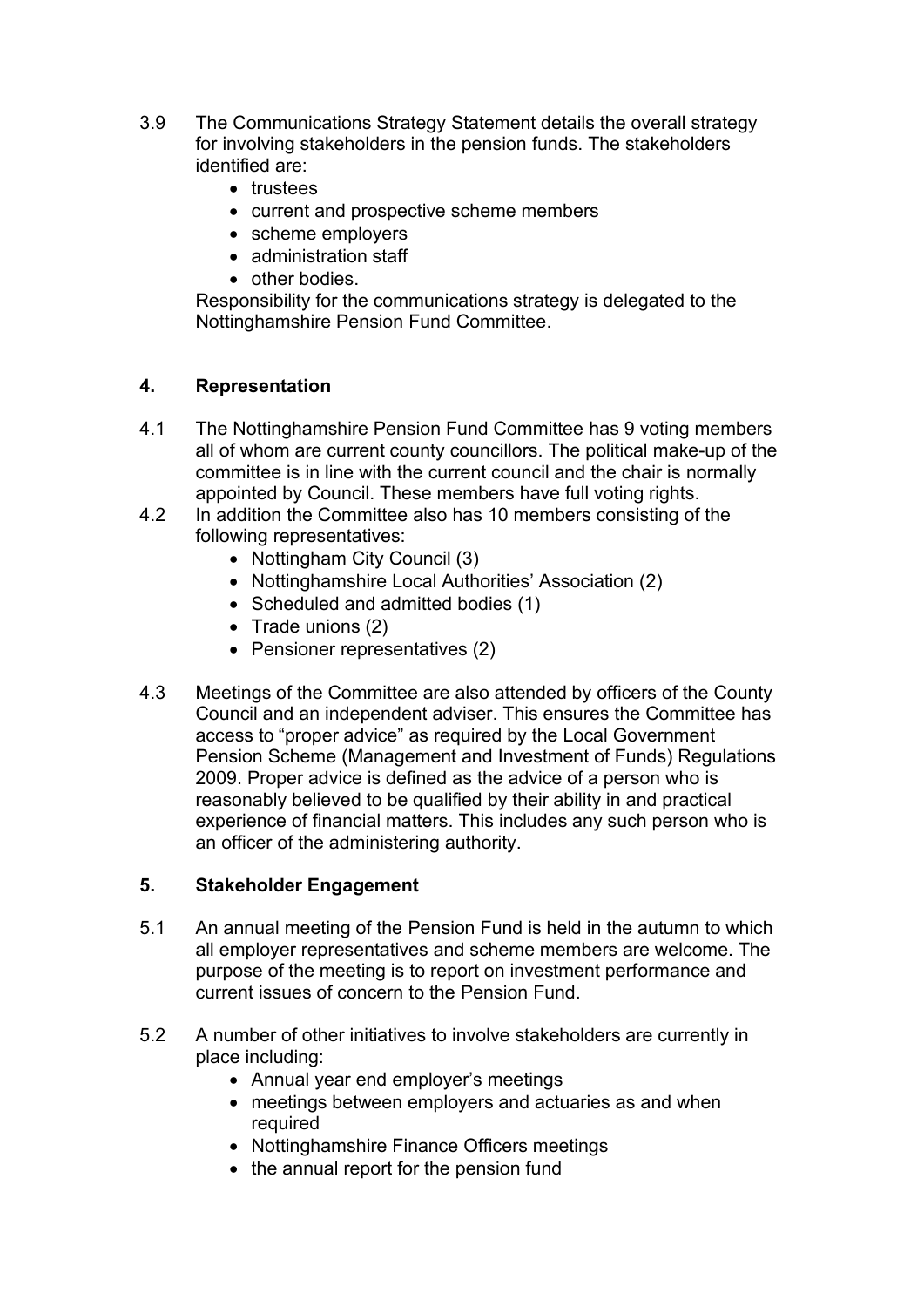3.9 The Communications Strategy Statement details the overall strategy for involving stakeholders in the pension funds. The stakeholders identified are:

- trustees
- current and prospective scheme members
- scheme employers
- administration staff
- other bodies.

Responsibility for the communications strategy is delegated to the Nottinghamshire Pension Fund Committee.

## 4. Representation

4.1 The Nottinghamshire Pension Fund Committee has 9 voting members all of whom are current county councillors. The political make-up of the committee is in line with the current council and the chair is normally appointed by Council. These members have full voting rights.

4.2 In addition the Committee also has 10 members consisting of the following representatives:

- Nottingham City Council (3)
- Nottinghamshire Local Authorities' Association (2)
- Scheduled and admitted bodies (1)
- Trade unions (2)
- Pensioner representatives (2)

4.3 Meetings of the Committee are also attended by officers of the County Council and an independent adviser. This ensures the Committee has access to "proper advice" as required by the Local Government Pension Scheme (Management and Investment of Funds) Regulations 2009. Proper advice is defined as the advice of a person who is reasonably believed to be qualified by their ability in and practical experience of financial matters. This includes any such person who is an officer of the administering authority.

## 5. Stakeholder Engagement

5.1 An annual meeting of the Pension Fund is held in the autumn to which all employer representatives and scheme members are welcome. The purpose of the meeting is to report on investment performance and current issues of concern to the Pension Fund.

5.2 A number of other initiatives to involve stakeholders are currently in place including:

- Annual year end employer's meetings
- meetings between employers and actuaries as and when required
- Nottinghamshire Finance Officers meetings
- the annual report for the pension fund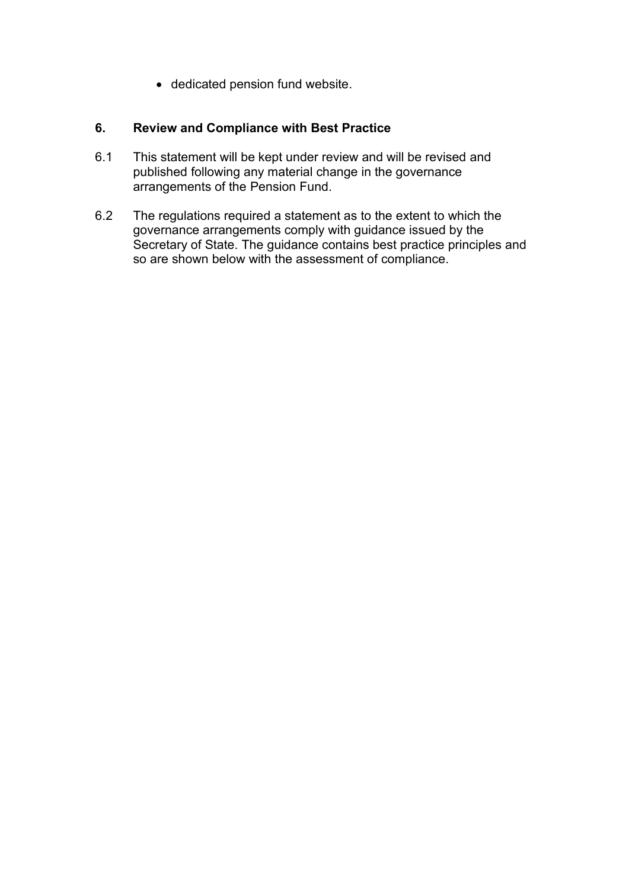- dedicated pension fund website.

## 6. Review and Compliance with Best Practice

6.1 This statement will be kept under review and will be revised and published following any material change in the governance arrangements of the Pension Fund.

6.2 The regulations required a statement as to the extent to which the governance arrangements comply with guidance issued by the Secretary of State. The guidance contains best practice principles and so are shown below with the assessment of compliance.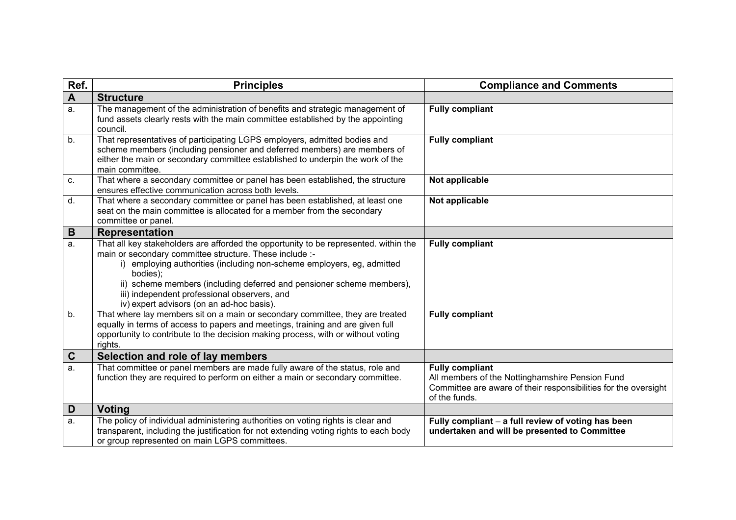| Ref. | Principles | Compliance and Comments |
|---|---|---|
| **A** | **Structure** | |
| a. | The management of the administration of benefits and strategic management of fund assets clearly rests with the main committee established by the appointing council. | **Fully compliant** |
| b. | That representatives of participating LGPS employers, admitted bodies and scheme members (including pensioner and deferred members) are members of either the main or secondary committee established to underpin the work of the main committee. | **Fully compliant** |
| c. | That where a secondary committee or panel has been established, the structure ensures effective communication across both levels. | **Not applicable** |
| d. | That where a secondary committee or panel has been established, at least one seat on the main committee is allocated for a member from the secondary committee or panel. | **Not applicable** |
| **B** | **Representation** | |
| a. | That all key stakeholders are afforded the opportunity to be represented. within the main or secondary committee structure. These include :-<br>i) employing authorities (including non-scheme employers, eg, admitted bodies);<br>ii) scheme members (including deferred and pensioner scheme members),<br>iii) independent professional observers, and<br>iv) expert advisors (on an ad-hoc basis). | **Fully compliant** |
| b. | That where lay members sit on a main or secondary committee, they are treated equally in terms of access to papers and meetings, training and are given full opportunity to contribute to the decision making process, with or without voting rights. | **Fully compliant** |
| **C** | **Selection and role of lay members** | |
| a. | That committee or panel members are made fully aware of the status, role and function they are required to perform on either a main or secondary committee. | **Fully compliant**<br>All members of the Nottinghamshire Pension Fund Committee are aware of their responsibilities for the oversight of the funds. |
| **D** | **Voting** | |
| a. | The policy of individual administering authorities on voting rights is clear and transparent, including the justification for not extending voting rights to each body or group represented on main LGPS committees. | **Fully compliant – a full review of voting has been undertaken and will be presented to Committee** |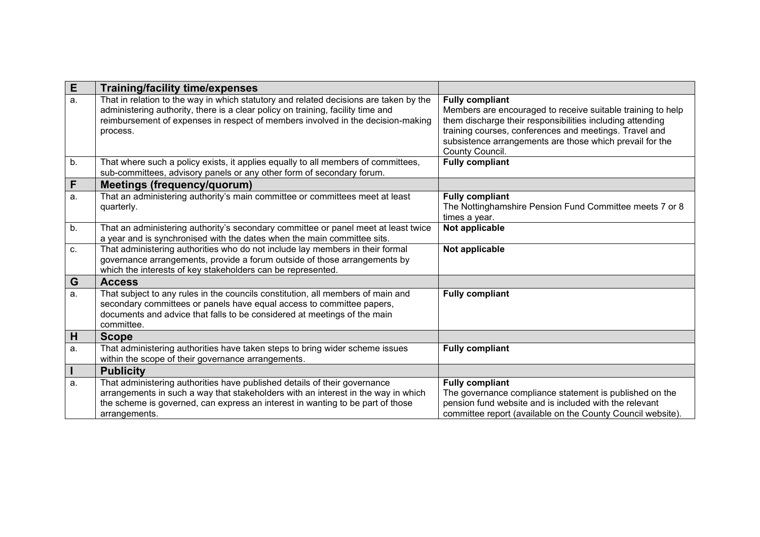| | | |
|---|---|---|
| **E** | **Training/facility time/expenses** | |
| a. | That in relation to the way in which statutory and related decisions are taken by the administering authority, there is a clear policy on training, facility time and reimbursement of expenses in respect of members involved in the decision-making process. | **Fully compliant** Members are encouraged to receive suitable training to help them discharge their responsibilities including attending training courses, conferences and meetings. Travel and subsistence arrangements are those which prevail for the County Council. |
| b. | That where such a policy exists, it applies equally to all members of committees, sub-committees, advisory panels or any other form of secondary forum. | **Fully compliant** |
| **F** | **Meetings (frequency/quorum)** | |
| a. | That an administering authority's main committee or committees meet at least quarterly. | **Fully compliant** The Nottinghamshire Pension Fund Committee meets 7 or 8 times a year. |
| b. | That an administering authority's secondary committee or panel meet at least twice a year and is synchronised with the dates when the main committee sits. | **Not applicable** |
| c. | That administering authorities who do not include lay members in their formal governance arrangements, provide a forum outside of those arrangements by which the interests of key stakeholders can be represented. | **Not applicable** |
| **G** | **Access** | |
| a. | That subject to any rules in the councils constitution, all members of main and secondary committees or panels have equal access to committee papers, documents and advice that falls to be considered at meetings of the main committee. | **Fully compliant** |
| **H** | **Scope** | |
| a. | That administering authorities have taken steps to bring wider scheme issues within the scope of their governance arrangements. | **Fully compliant** |
| **I** | **Publicity** | |
| a. | That administering authorities have published details of their governance arrangements in such a way that stakeholders with an interest in the way in which the scheme is governed, can express an interest in wanting to be part of those arrangements. | **Fully compliant** The governance compliance statement is published on the pension fund website and is included with the relevant committee report (available on the County Council website). |